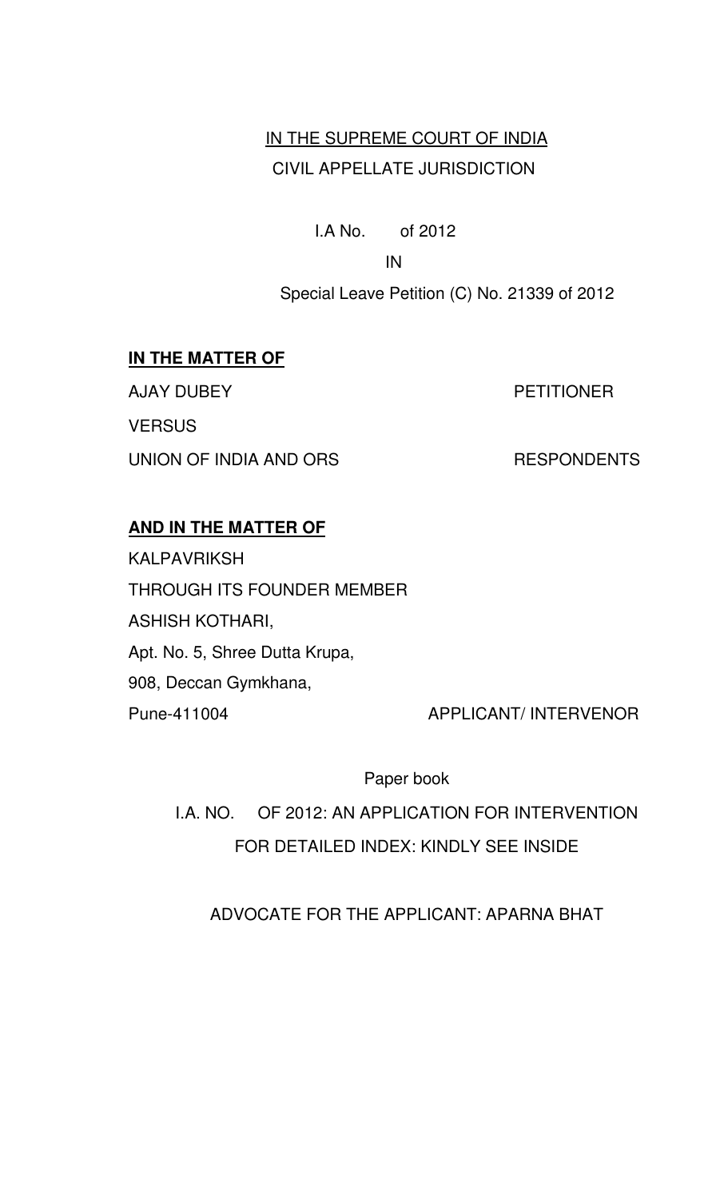<u>IN THE SUPREME COURT OF INDIA</u>

CIVIL APPELLATE JURISDICTION

I.A No. of 2012

IN

Special Leave Petition (C) No. 21339 of 2012

**<u>IN THE MATTER OF</u>**

AJAY DUBEY PETITIONER

VERSUS

UNION OF INDIA AND ORS RESPONDENTS

**<u>AND IN THE MATTER OF</u>**

KALPAVRIKSH

THROUGH ITS FOUNDER MEMBER

ASHISH KOTHARI,

Apt. No. 5, Shree Dutta Krupa,

908, Deccan Gymkhana,

Pune-411004 APPLICANT/ INTERVENOR

Paper book

I.A. NO. OF 2012: AN APPLICATION FOR INTERVENTION

FOR DETAILED INDEX: KINDLY SEE INSIDE

ADVOCATE FOR THE APPLICANT: APARNA BHAT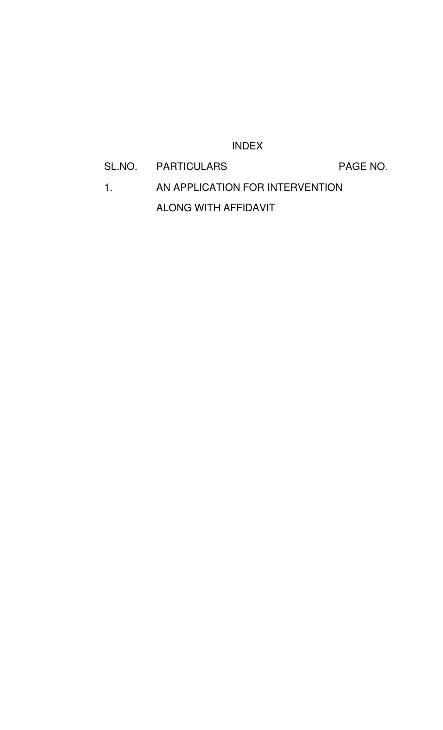# INDEX

| SL.NO. | PARTICULARS | PAGE NO. |
| --- | --- | --- |
| 1. | AN APPLICATION FOR INTERVENTION ALONG WITH AFFIDAVIT | |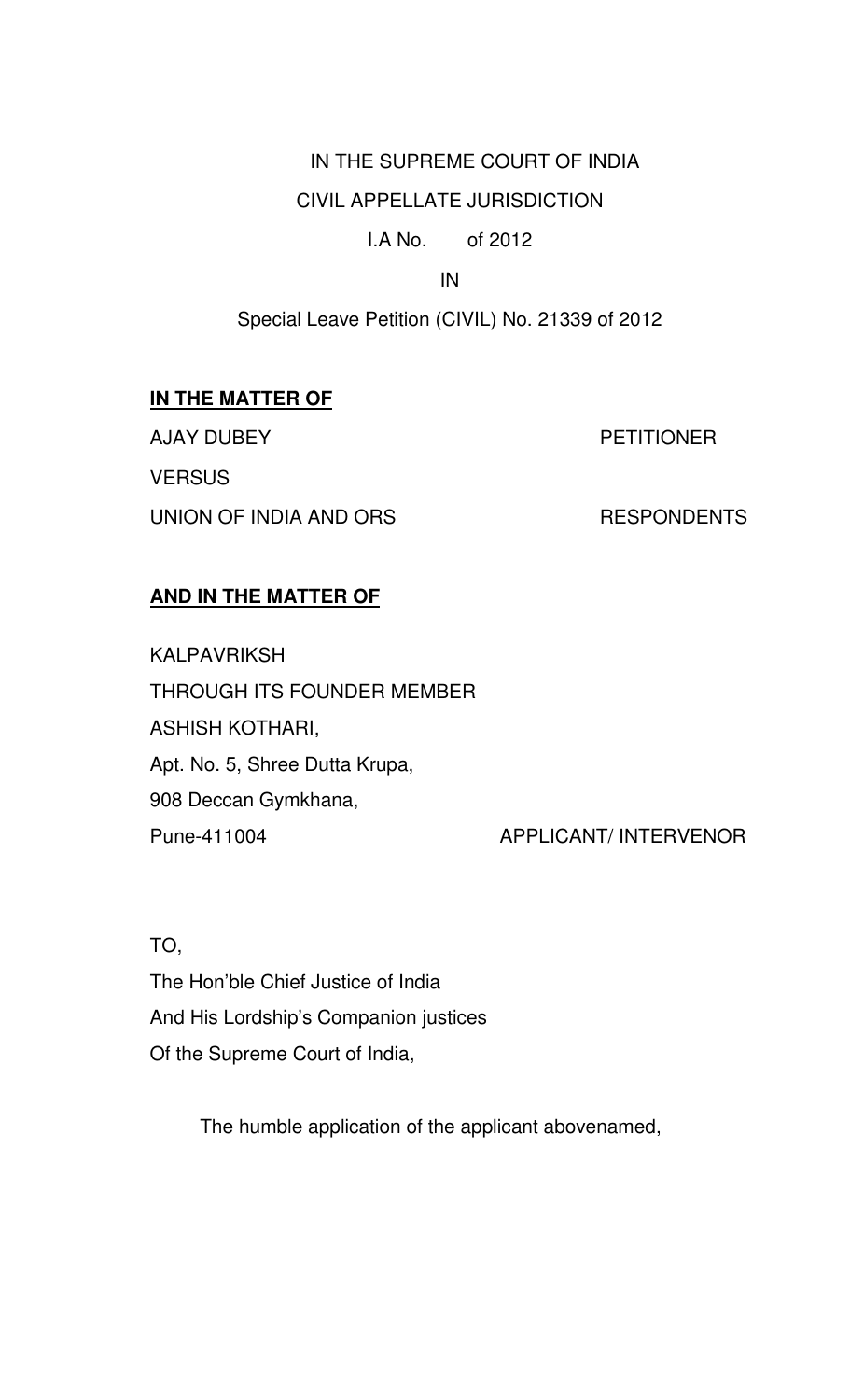IN THE SUPREME COURT OF INDIA

CIVIL APPELLATE JURISDICTION

I.A No. of 2012

IN

Special Leave Petition (CIVIL) No. 21339 of 2012

**IN THE MATTER OF**

AJAY DUBEY PETITIONER

VERSUS

UNION OF INDIA AND ORS RESPONDENTS

**AND IN THE MATTER OF**

KALPAVRIKSH

THROUGH ITS FOUNDER MEMBER

ASHISH KOTHARI,

Apt. No. 5, Shree Dutta Krupa,

908 Deccan Gymkhana,

Pune-411004 APPLICANT/ INTERVENOR

TO,

The Hon'ble Chief Justice of India

And His Lordship's Companion justices

Of the Supreme Court of India,

The humble application of the applicant abovenamed,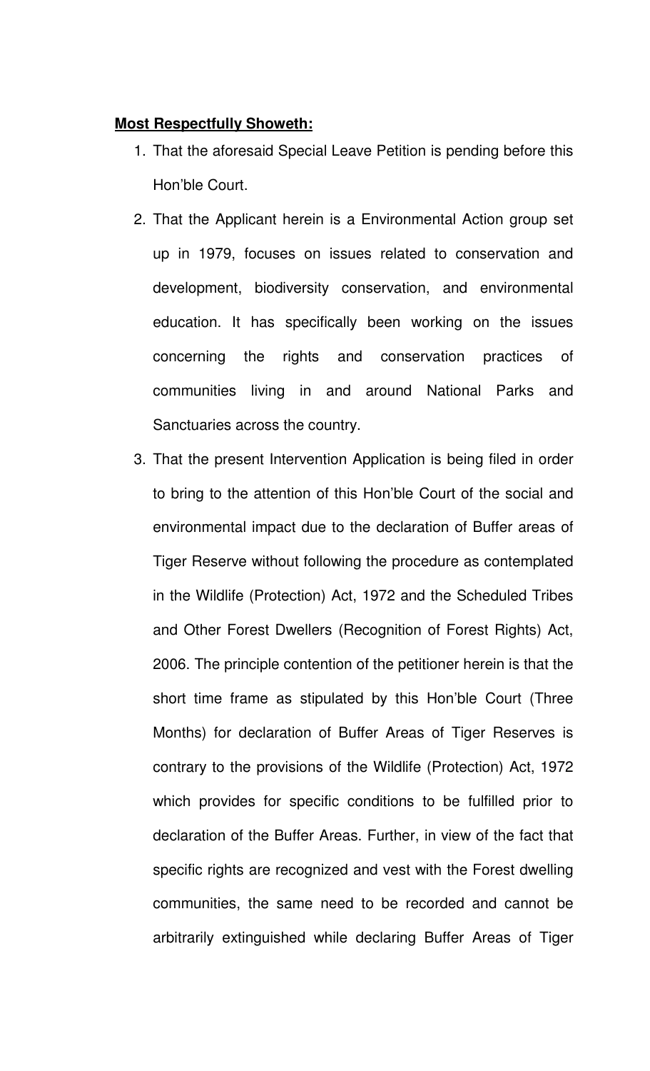**Most Respectfully Showeth:**

1. That the aforesaid Special Leave Petition is pending before this Hon'ble Court.
2. That the Applicant herein is a Environmental Action group set up in 1979, focuses on issues related to conservation and development, biodiversity conservation, and environmental education. It has specifically been working on the issues concerning the rights and conservation practices of communities living in and around National Parks and Sanctuaries across the country.
3. That the present Intervention Application is being filed in order to bring to the attention of this Hon'ble Court of the social and environmental impact due to the declaration of Buffer areas of Tiger Reserve without following the procedure as contemplated in the Wildlife (Protection) Act, 1972 and the Scheduled Tribes and Other Forest Dwellers (Recognition of Forest Rights) Act, 2006. The principle contention of the petitioner herein is that the short time frame as stipulated by this Hon'ble Court (Three Months) for declaration of Buffer Areas of Tiger Reserves is contrary to the provisions of the Wildlife (Protection) Act, 1972 which provides for specific conditions to be fulfilled prior to declaration of the Buffer Areas. Further, in view of the fact that specific rights are recognized and vest with the Forest dwelling communities, the same need to be recorded and cannot be arbitrarily extinguished while declaring Buffer Areas of Tiger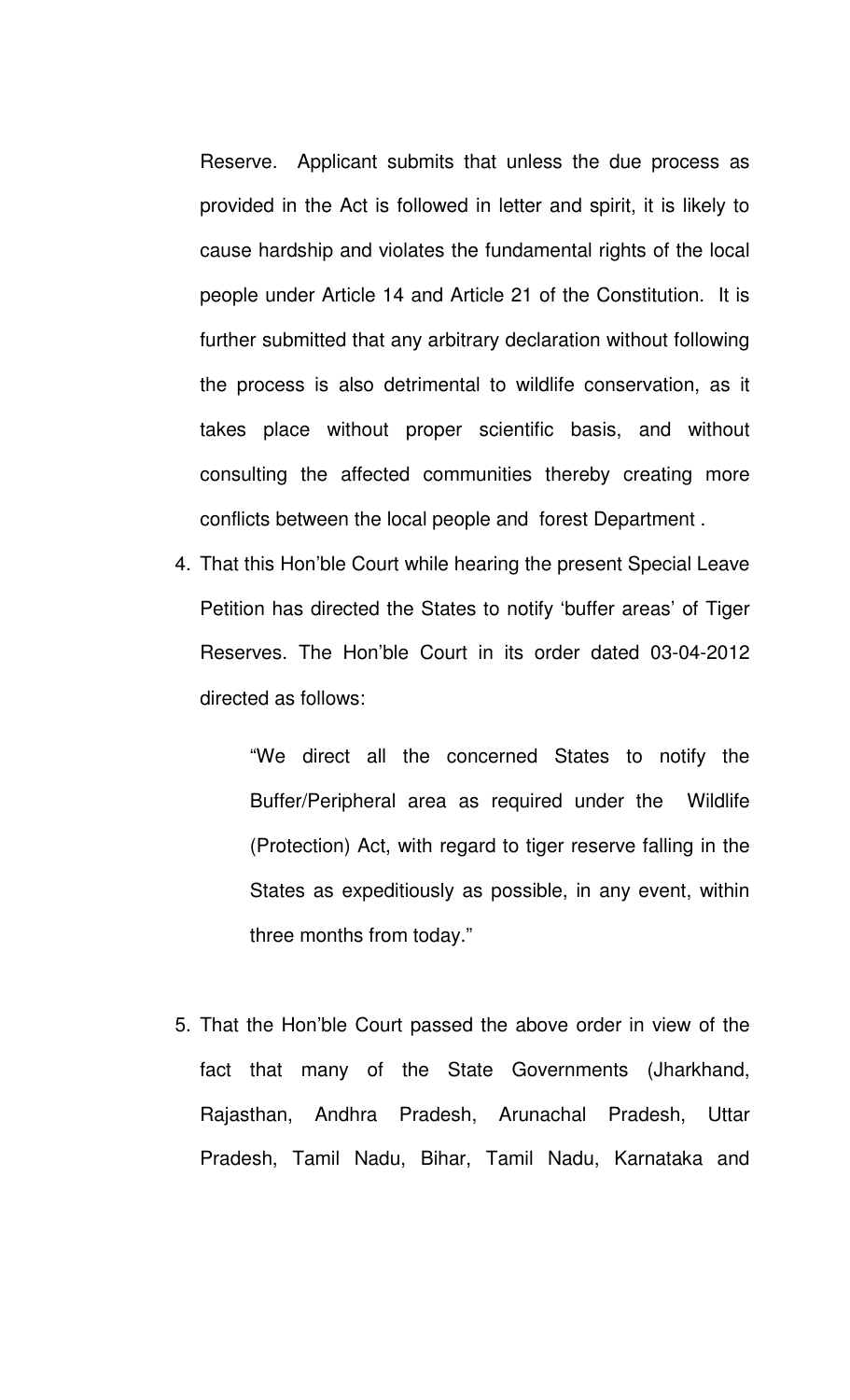Reserve. Applicant submits that unless the due process as provided in the Act is followed in letter and spirit, it is likely to cause hardship and violates the fundamental rights of the local people under Article 14 and Article 21 of the Constitution. It is further submitted that any arbitrary declaration without following the process is also detrimental to wildlife conservation, as it takes place without proper scientific basis, and without consulting the affected communities thereby creating more conflicts between the local people and forest Department .

4. That this Hon'ble Court while hearing the present Special Leave Petition has directed the States to notify 'buffer areas' of Tiger Reserves. The Hon'ble Court in its order dated 03-04-2012 directed as follows:

   > "We direct all the concerned States to notify the Buffer/Peripheral area as required under the Wildlife (Protection) Act, with regard to tiger reserve falling in the States as expeditiously as possible, in any event, within three months from today."

5. That the Hon'ble Court passed the above order in view of the fact that many of the State Governments (Jharkhand, Rajasthan, Andhra Pradesh, Arunachal Pradesh, Uttar Pradesh, Tamil Nadu, Bihar, Tamil Nadu, Karnataka and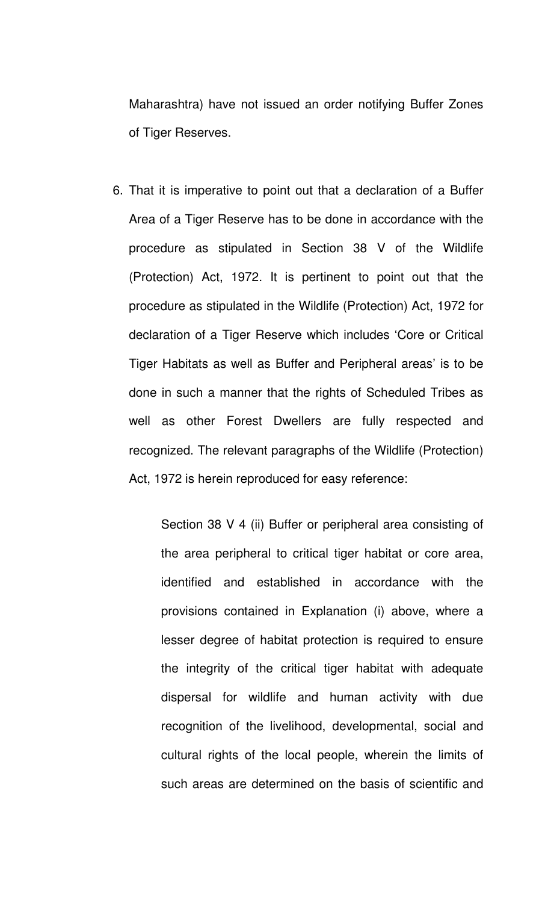Maharashtra) have not issued an order notifying Buffer Zones of Tiger Reserves.

6. That it is imperative to point out that a declaration of a Buffer Area of a Tiger Reserve has to be done in accordance with the procedure as stipulated in Section 38 V of the Wildlife (Protection) Act, 1972. It is pertinent to point out that the procedure as stipulated in the Wildlife (Protection) Act, 1972 for declaration of a Tiger Reserve which includes 'Core or Critical Tiger Habitats as well as Buffer and Peripheral areas' is to be done in such a manner that the rights of Scheduled Tribes as well as other Forest Dwellers are fully respected and recognized. The relevant paragraphs of the Wildlife (Protection) Act, 1972 is herein reproduced for easy reference:

   > Section 38 V 4 (ii) Buffer or peripheral area consisting of the area peripheral to critical tiger habitat or core area, identified and established in accordance with the provisions contained in Explanation (i) above, where a lesser degree of habitat protection is required to ensure the integrity of the critical tiger habitat with adequate dispersal for wildlife and human activity with due recognition of the livelihood, developmental, social and cultural rights of the local people, wherein the limits of such areas are determined on the basis of scientific and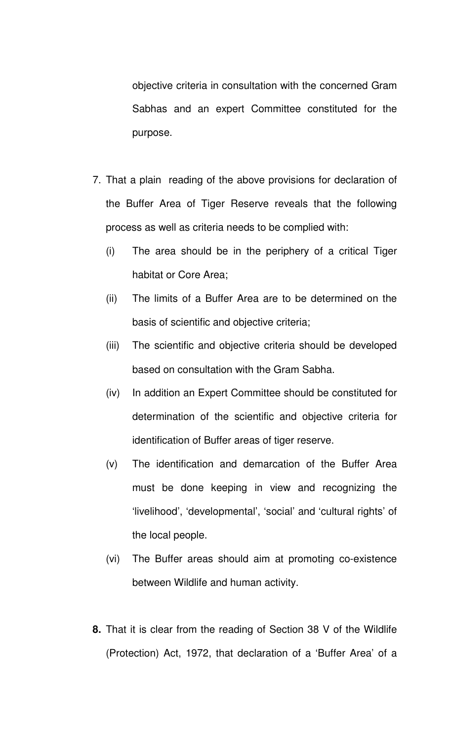objective criteria in consultation with the concerned Gram Sabhas and an expert Committee constituted for the purpose.

7. That a plain reading of the above provisions for declaration of the Buffer Area of Tiger Reserve reveals that the following process as well as criteria needs to be complied with:

   (i) The area should be in the periphery of a critical Tiger habitat or Core Area;

   (ii) The limits of a Buffer Area are to be determined on the basis of scientific and objective criteria;

   (iii) The scientific and objective criteria should be developed based on consultation with the Gram Sabha.

   (iv) In addition an Expert Committee should be constituted for determination of the scientific and objective criteria for identification of Buffer areas of tiger reserve.

   (v) The identification and demarcation of the Buffer Area must be done keeping in view and recognizing the 'livelihood', 'developmental', 'social' and 'cultural rights' of the local people.

   (vi) The Buffer areas should aim at promoting co-existence between Wildlife and human activity.

**8.** That it is clear from the reading of Section 38 V of the Wildlife (Protection) Act, 1972, that declaration of a 'Buffer Area' of a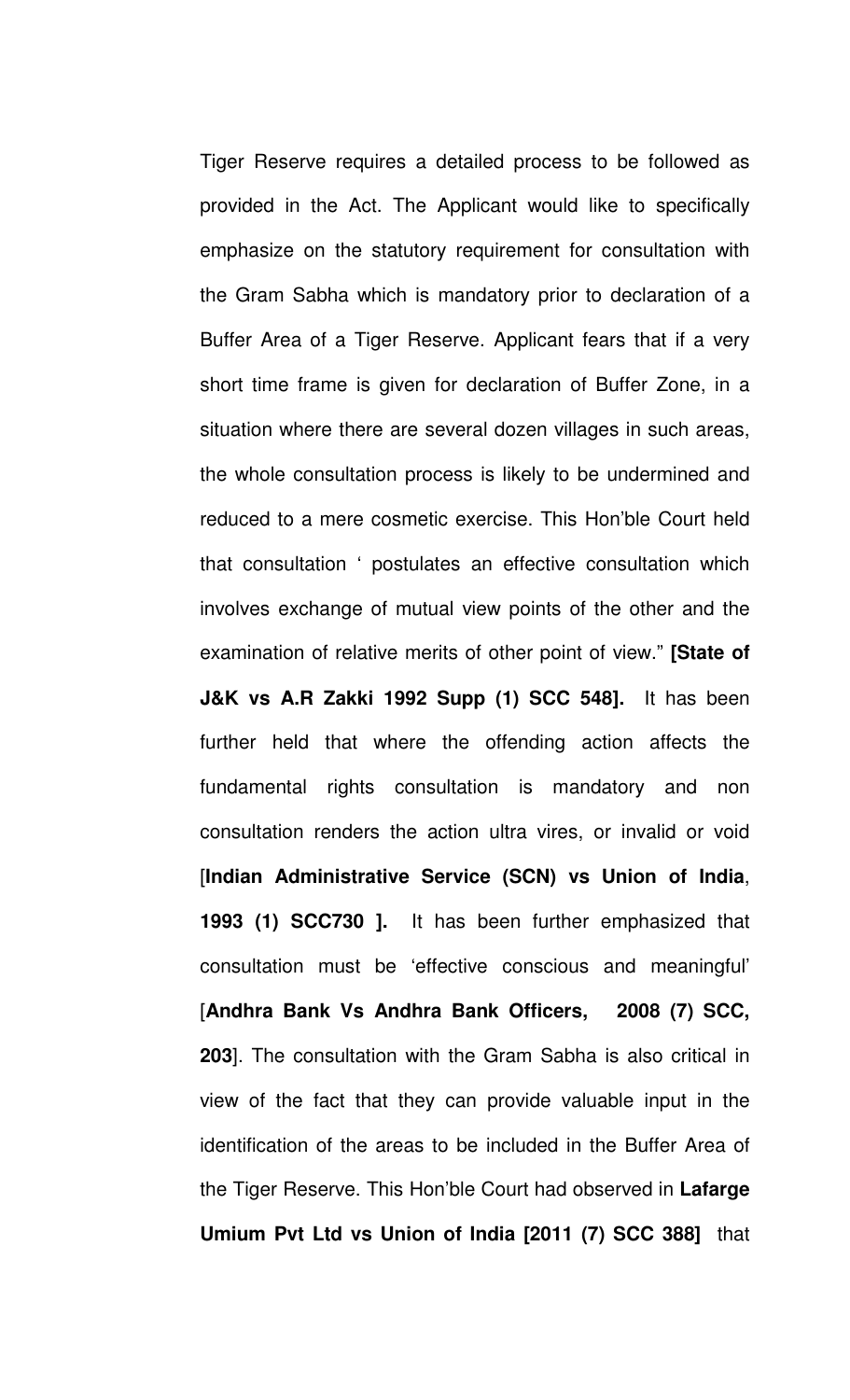Tiger Reserve requires a detailed process to be followed as provided in the Act. The Applicant would like to specifically emphasize on the statutory requirement for consultation with the Gram Sabha which is mandatory prior to declaration of a Buffer Area of a Tiger Reserve. Applicant fears that if a very short time frame is given for declaration of Buffer Zone, in a situation where there are several dozen villages in such areas, the whole consultation process is likely to be undermined and reduced to a mere cosmetic exercise. This Hon'ble Court held that consultation ' postulates an effective consultation which involves exchange of mutual view points of the other and the examination of relative merits of other point of view." **[State of J&K vs A.R Zakki 1992 Supp (1) SCC 548].** It has been further held that where the offending action affects the fundamental rights consultation is mandatory and non consultation renders the action ultra vires, or invalid or void [**Indian Administrative Service (SCN) vs Union of India**, **1993 (1) SCC730 ].** It has been further emphasized that consultation must be 'effective conscious and meaningful' [**Andhra Bank Vs Andhra Bank Officers, 2008 (7) SCC, 203**]. The consultation with the Gram Sabha is also critical in view of the fact that they can provide valuable input in the identification of the areas to be included in the Buffer Area of the Tiger Reserve. This Hon'ble Court had observed in **Lafarge Umium Pvt Ltd vs Union of India [2011 (7) SCC 388]** that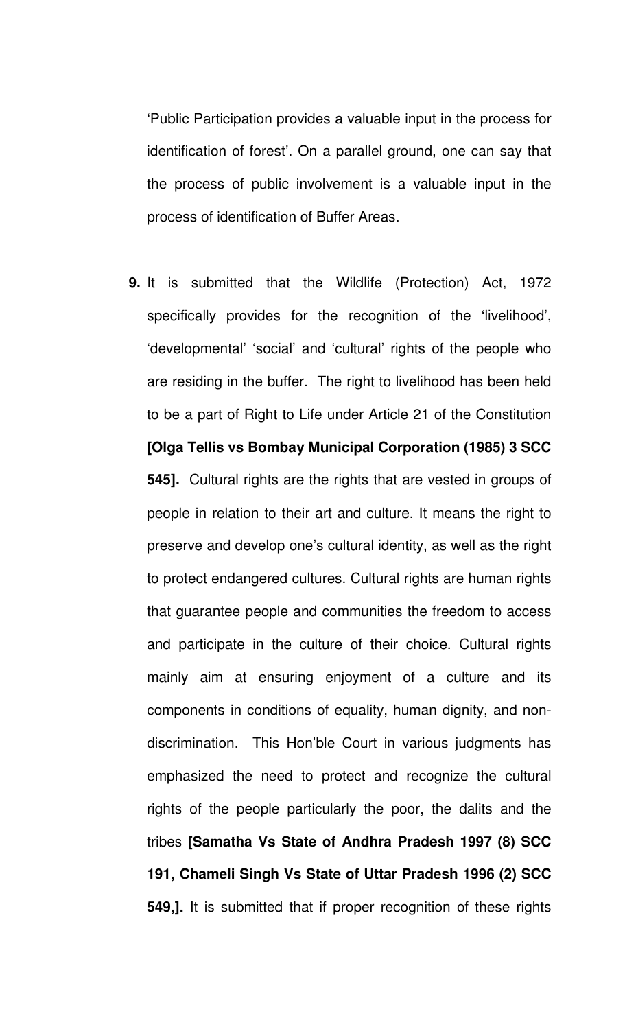'Public Participation provides a valuable input in the process for identification of forest'. On a parallel ground, one can say that the process of public involvement is a valuable input in the process of identification of Buffer Areas.

**9.** It is submitted that the Wildlife (Protection) Act, 1972 specifically provides for the recognition of the 'livelihood', 'developmental' 'social' and 'cultural' rights of the people who are residing in the buffer. The right to livelihood has been held to be a part of Right to Life under Article 21 of the Constitution **[Olga Tellis vs Bombay Municipal Corporation (1985) 3 SCC 545].** Cultural rights are the rights that are vested in groups of people in relation to their art and culture. It means the right to preserve and develop one's cultural identity, as well as the right to protect endangered cultures. Cultural rights are human rights that guarantee people and communities the freedom to access and participate in the culture of their choice. Cultural rights mainly aim at ensuring enjoyment of a culture and its components in conditions of equality, human dignity, and non-discrimination. This Hon'ble Court in various judgments has emphasized the need to protect and recognize the cultural rights of the people particularly the poor, the dalits and the tribes **[Samatha Vs State of Andhra Pradesh 1997 (8) SCC 191, Chameli Singh Vs State of Uttar Pradesh 1996 (2) SCC 549,].** It is submitted that if proper recognition of these rights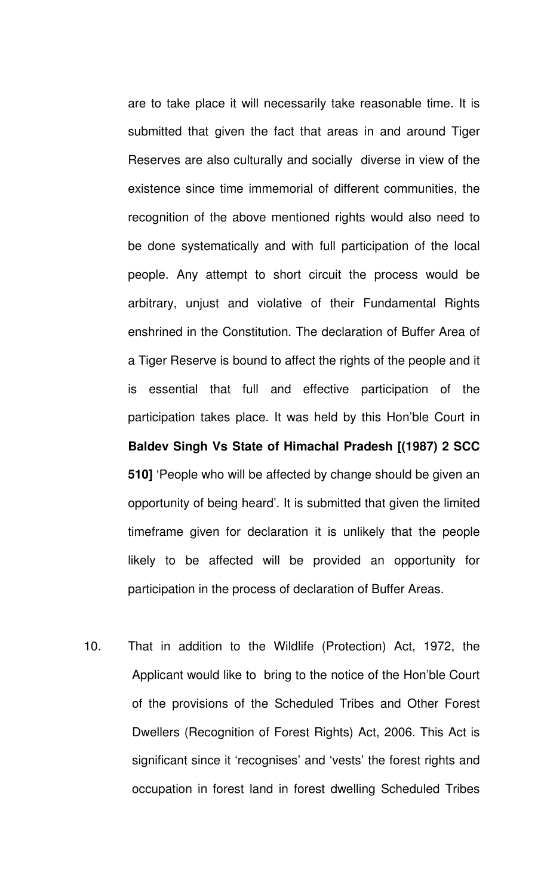are to take place it will necessarily take reasonable time. It is submitted that given the fact that areas in and around Tiger Reserves are also culturally and socially diverse in view of the existence since time immemorial of different communities, the recognition of the above mentioned rights would also need to be done systematically and with full participation of the local people. Any attempt to short circuit the process would be arbitrary, unjust and violative of their Fundamental Rights enshrined in the Constitution. The declaration of Buffer Area of a Tiger Reserve is bound to affect the rights of the people and it is essential that full and effective participation of the participation takes place. It was held by this Hon'ble Court in **Baldev Singh Vs State of Himachal Pradesh [(1987) 2 SCC 510]** 'People who will be affected by change should be given an opportunity of being heard'. It is submitted that given the limited timeframe given for declaration it is unlikely that the people likely to be affected will be provided an opportunity for participation in the process of declaration of Buffer Areas.

10. That in addition to the Wildlife (Protection) Act, 1972, the Applicant would like to bring to the notice of the Hon'ble Court of the provisions of the Scheduled Tribes and Other Forest Dwellers (Recognition of Forest Rights) Act, 2006. This Act is significant since it 'recognises' and 'vests' the forest rights and occupation in forest land in forest dwelling Scheduled Tribes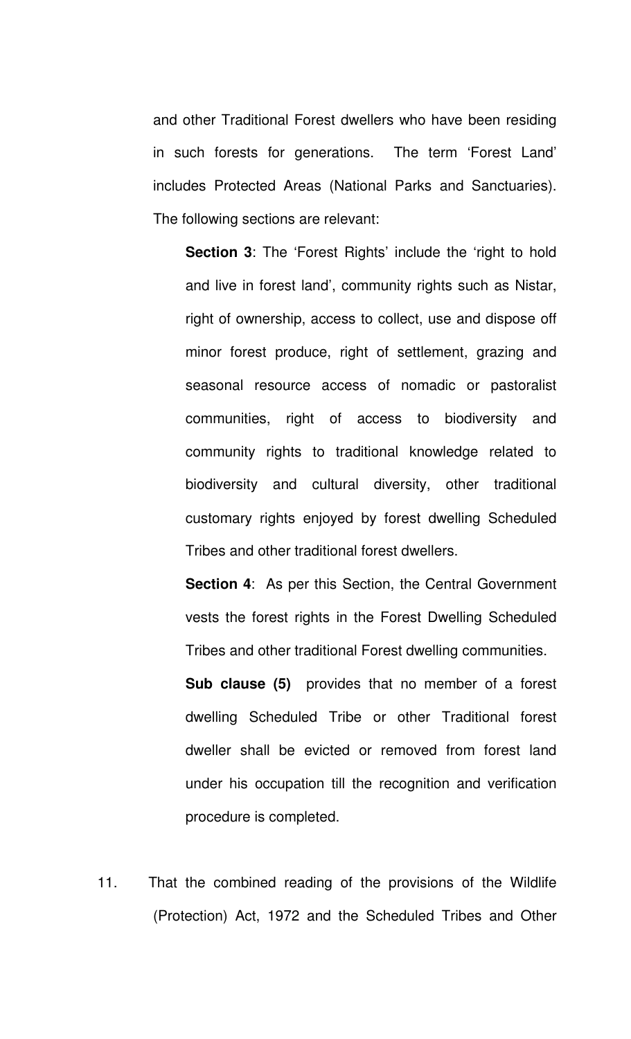and other Traditional Forest dwellers who have been residing in such forests for generations. The term 'Forest Land' includes Protected Areas (National Parks and Sanctuaries). The following sections are relevant:

> **Section 3**: The 'Forest Rights' include the 'right to hold and live in forest land', community rights such as Nistar, right of ownership, access to collect, use and dispose off minor forest produce, right of settlement, grazing and seasonal resource access of nomadic or pastoralist communities, right of access to biodiversity and community rights to traditional knowledge related to biodiversity and cultural diversity, other traditional customary rights enjoyed by forest dwelling Scheduled Tribes and other traditional forest dwellers.
>
> **Section 4**: As per this Section, the Central Government vests the forest rights in the Forest Dwelling Scheduled Tribes and other traditional Forest dwelling communities.
>
> **Sub clause (5)** provides that no member of a forest dwelling Scheduled Tribe or other Traditional forest dweller shall be evicted or removed from forest land under his occupation till the recognition and verification procedure is completed.

11. That the combined reading of the provisions of the Wildlife (Protection) Act, 1972 and the Scheduled Tribes and Other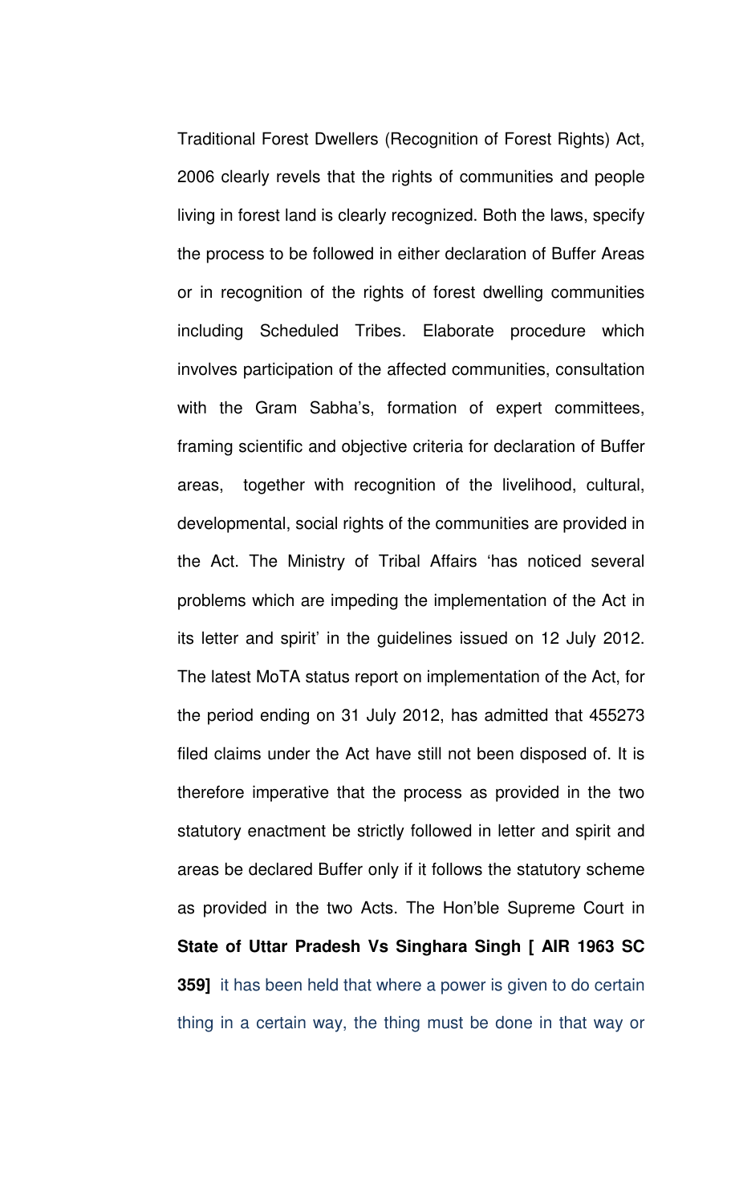Traditional Forest Dwellers (Recognition of Forest Rights) Act, 2006 clearly revels that the rights of communities and people living in forest land is clearly recognized. Both the laws, specify the process to be followed in either declaration of Buffer Areas or in recognition of the rights of forest dwelling communities including Scheduled Tribes. Elaborate procedure which involves participation of the affected communities, consultation with the Gram Sabha's, formation of expert committees, framing scientific and objective criteria for declaration of Buffer areas, together with recognition of the livelihood, cultural, developmental, social rights of the communities are provided in the Act. The Ministry of Tribal Affairs 'has noticed several problems which are impeding the implementation of the Act in its letter and spirit' in the guidelines issued on 12 July 2012. The latest MoTA status report on implementation of the Act, for the period ending on 31 July 2012, has admitted that 455273 filed claims under the Act have still not been disposed of. It is therefore imperative that the process as provided in the two statutory enactment be strictly followed in letter and spirit and areas be declared Buffer only if it follows the statutory scheme as provided in the two Acts. The Hon'ble Supreme Court in **State of Uttar Pradesh Vs Singhara Singh [ AIR 1963 SC 359]** it has been held that where a power is given to do certain thing in a certain way, the thing must be done in that way or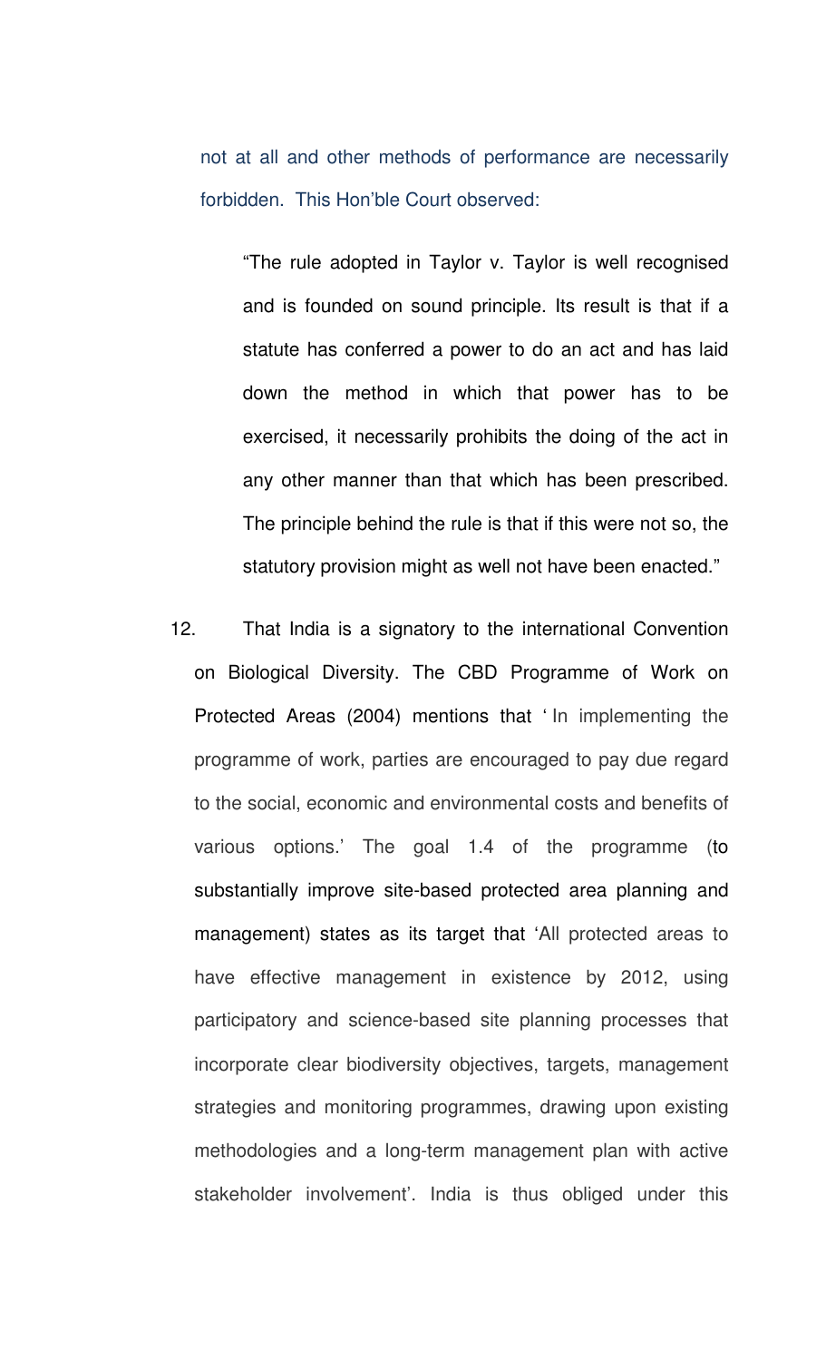not at all and other methods of performance are necessarily forbidden. This Hon'ble Court observed:

> "The rule adopted in Taylor v. Taylor is well recognised and is founded on sound principle. Its result is that if a statute has conferred a power to do an act and has laid down the method in which that power has to be exercised, it necessarily prohibits the doing of the act in any other manner than that which has been prescribed. The principle behind the rule is that if this were not so, the statutory provision might as well not have been enacted."

12. That India is a signatory to the international Convention on Biological Diversity. The CBD Programme of Work on Protected Areas (2004) mentions that ' In implementing the programme of work, parties are encouraged to pay due regard to the social, economic and environmental costs and benefits of various options.' The goal 1.4 of the programme (to substantially improve site-based protected area planning and management) states as its target that 'All protected areas to have effective management in existence by 2012, using participatory and science-based site planning processes that incorporate clear biodiversity objectives, targets, management strategies and monitoring programmes, drawing upon existing methodologies and a long-term management plan with active stakeholder involvement'. India is thus obliged under this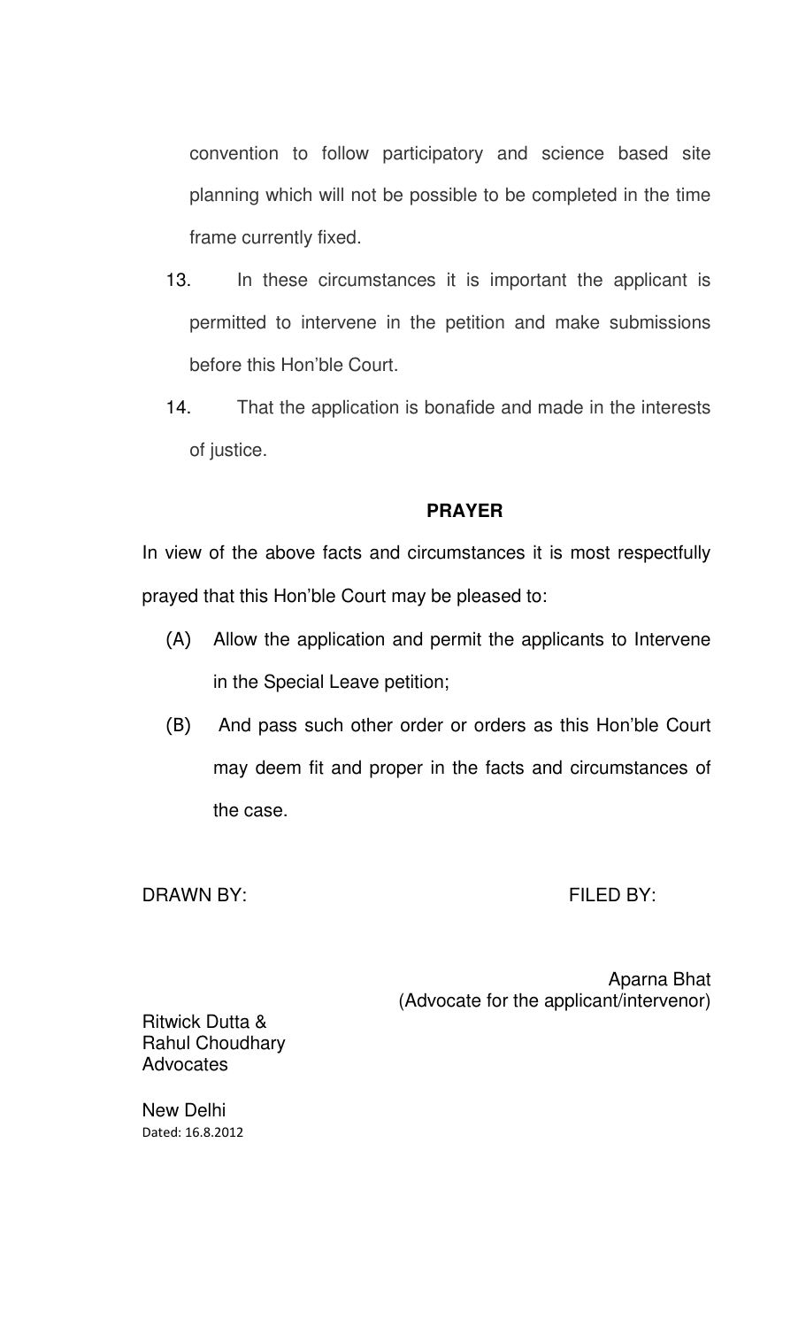convention to follow participatory and science based site planning which will not be possible to be completed in the time frame currently fixed.

13. In these circumstances it is important the applicant is permitted to intervene in the petition and make submissions before this Hon'ble Court.

14. That the application is bonafide and made in the interests of justice.

**PRAYER**

In view of the above facts and circumstances it is most respectfully prayed that this Hon'ble Court may be pleased to:

(A) Allow the application and permit the applicants to Intervene in the Special Leave petition;

(B) And pass such other order or orders as this Hon'ble Court may deem fit and proper in the facts and circumstances of the case.

DRAWN BY: FILED BY:

Aparna Bhat
(Advocate for the applicant/intervenor)

Ritwick Dutta &
Rahul Choudhary
Advocates

New Delhi
Dated: 16.8.2012